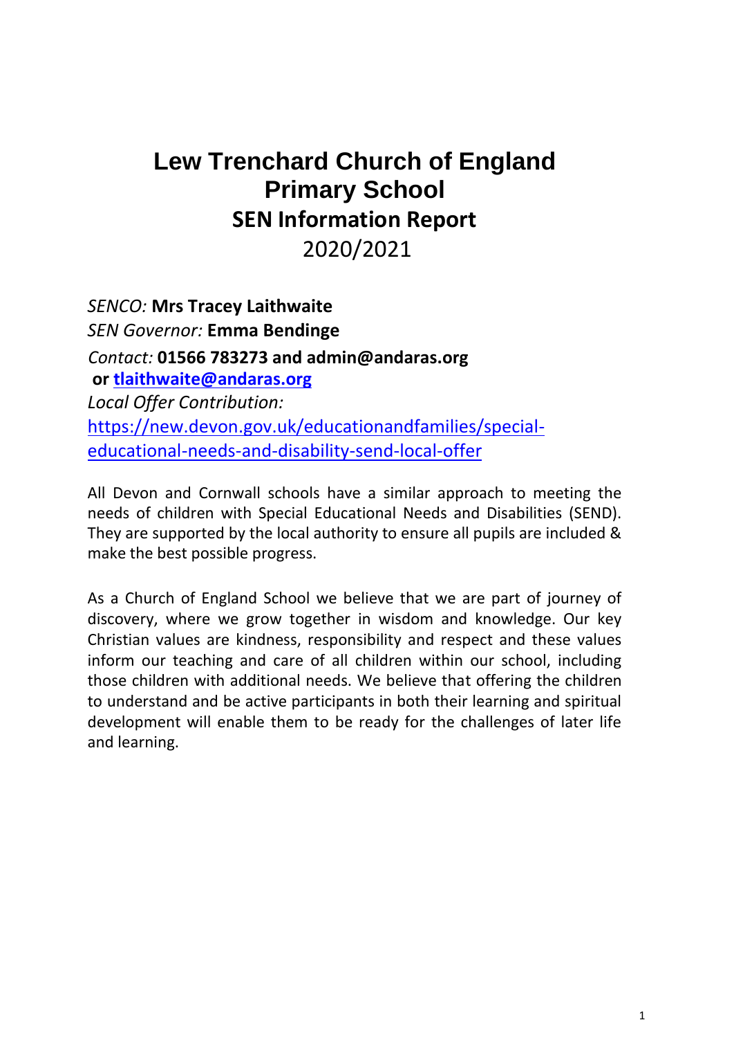# Lew Trenchard Church of England Primary School

## SEN Information Report

2020/2021

*SENCO:* **Mrs Tracey Laithwaite**
*SEN Governor:* **Emma Bendinge**
*Contact:* **01566 783273 and admin@andaras.org**
**or [tlaithwaite@andaras.org](mailto:tlaithwaite@andaras.org)**
*Local Offer Contribution:*
[https://new.devon.gov.uk/educationandfamilies/special-educational-needs-and-disability-send-local-offer](https://new.devon.gov.uk/educationandfamilies/special-educational-needs-and-disability-send-local-offer)

All Devon and Cornwall schools have a similar approach to meeting the needs of children with Special Educational Needs and Disabilities (SEND). They are supported by the local authority to ensure all pupils are included & make the best possible progress.

As a Church of England School we believe that we are part of journey of discovery, where we grow together in wisdom and knowledge. Our key Christian values are kindness, responsibility and respect and these values inform our teaching and care of all children within our school, including those children with additional needs. We believe that offering the children to understand and be active participants in both their learning and spiritual development will enable them to be ready for the challenges of later life and learning.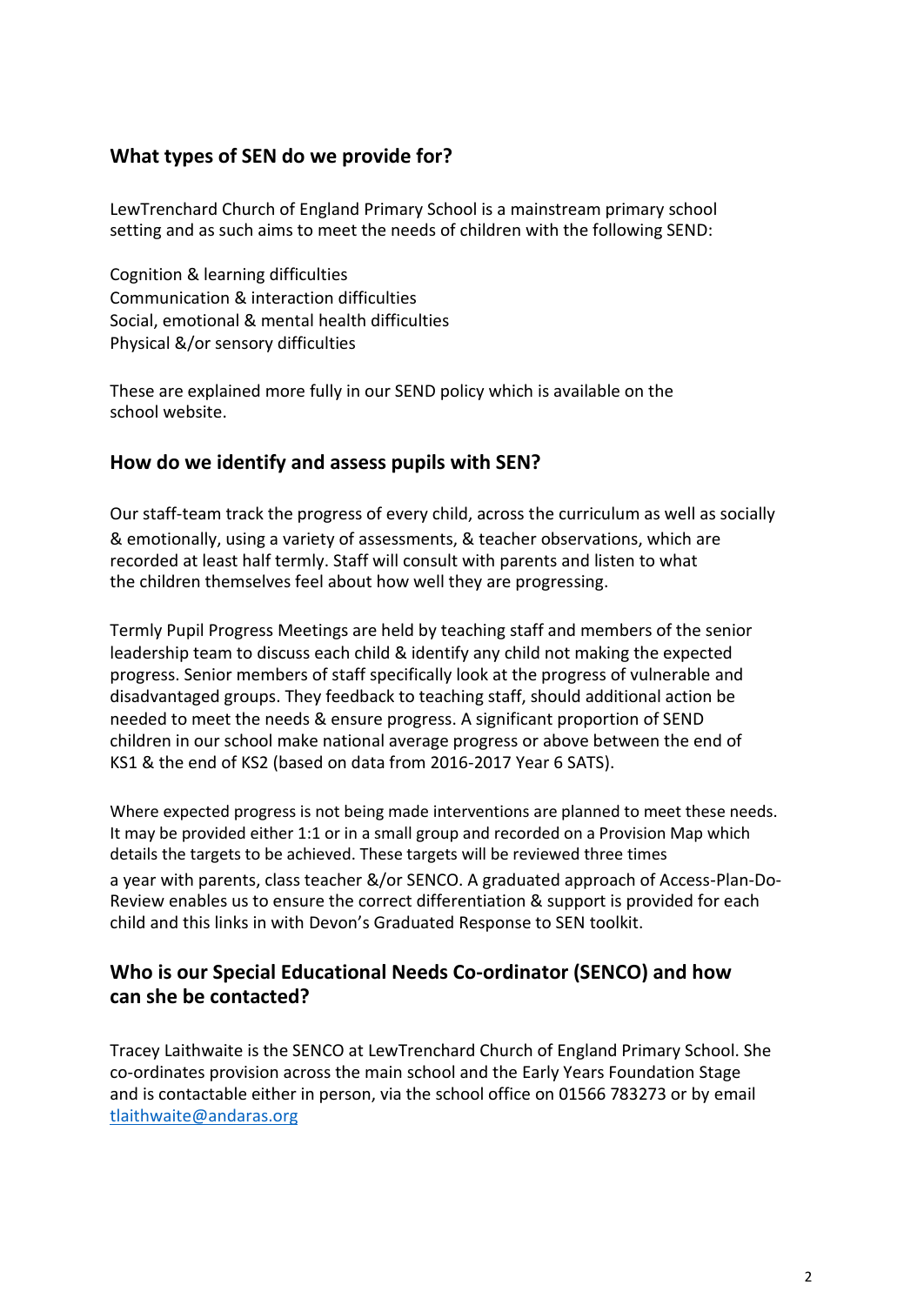## What types of SEN do we provide for?

LewTrenchard Church of England Primary School is a mainstream primary school setting and as such aims to meet the needs of children with the following SEND:

Cognition & learning difficulties
Communication & interaction difficulties
Social, emotional & mental health difficulties
Physical &/or sensory difficulties

These are explained more fully in our SEND policy which is available on the school website.

## How do we identify and assess pupils with SEN?

Our staff-team track the progress of every child, across the curriculum as well as socially & emotionally, using a variety of assessments, & teacher observations, which are recorded at least half termly. Staff will consult with parents and listen to what the children themselves feel about how well they are progressing.

Termly Pupil Progress Meetings are held by teaching staff and members of the senior leadership team to discuss each child & identify any child not making the expected progress. Senior members of staff specifically look at the progress of vulnerable and disadvantaged groups. They feedback to teaching staff, should additional action be needed to meet the needs & ensure progress. A significant proportion of SEND children in our school make national average progress or above between the end of KS1 & the end of KS2 (based on data from 2016-2017 Year 6 SATS).

Where expected progress is not being made interventions are planned to meet these needs. It may be provided either 1:1 or in a small group and recorded on a Provision Map which details the targets to be achieved. These targets will be reviewed three times a year with parents, class teacher &/or SENCO. A graduated approach of Access-Plan-Do-Review enables us to ensure the correct differentiation & support is provided for each child and this links in with Devon's Graduated Response to SEN toolkit.

## Who is our Special Educational Needs Co-ordinator (SENCO) and how can she be contacted?

Tracey Laithwaite is the SENCO at LewTrenchard Church of England Primary School. She co-ordinates provision across the main school and the Early Years Foundation Stage and is contactable either in person, via the school office on 01566 783273 or by email tlaithwaite@andaras.org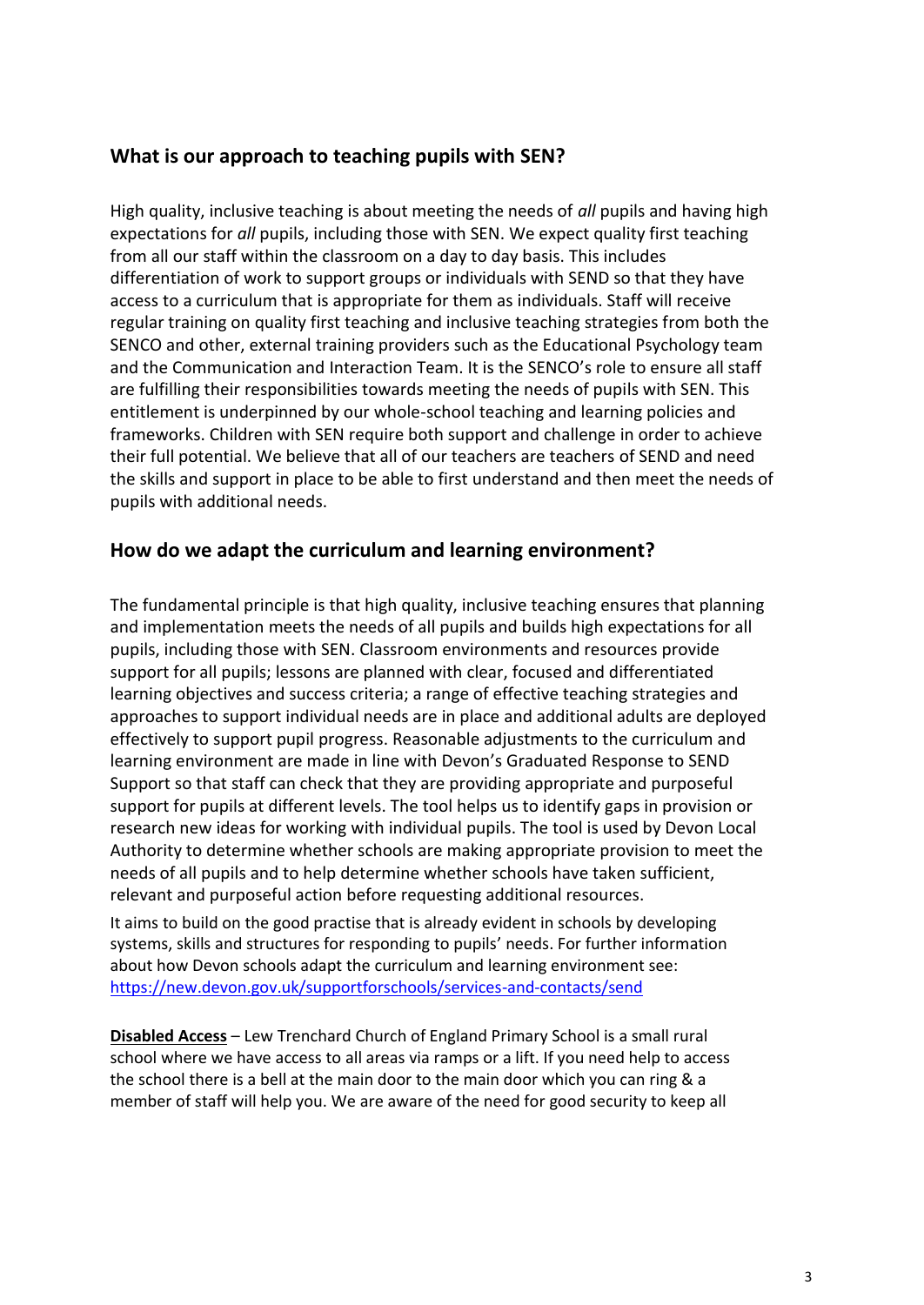## What is our approach to teaching pupils with SEN?

High quality, inclusive teaching is about meeting the needs of *all* pupils and having high expectations for *all* pupils, including those with SEN. We expect quality first teaching from all our staff within the classroom on a day to day basis. This includes differentiation of work to support groups or individuals with SEND so that they have access to a curriculum that is appropriate for them as individuals. Staff will receive regular training on quality first teaching and inclusive teaching strategies from both the SENCO and other, external training providers such as the Educational Psychology team and the Communication and Interaction Team. It is the SENCO's role to ensure all staff are fulfilling their responsibilities towards meeting the needs of pupils with SEN. This entitlement is underpinned by our whole-school teaching and learning policies and frameworks. Children with SEN require both support and challenge in order to achieve their full potential. We believe that all of our teachers are teachers of SEND and need the skills and support in place to be able to first understand and then meet the needs of pupils with additional needs.

## How do we adapt the curriculum and learning environment?

The fundamental principle is that high quality, inclusive teaching ensures that planning and implementation meets the needs of all pupils and builds high expectations for all pupils, including those with SEN. Classroom environments and resources provide support for all pupils; lessons are planned with clear, focused and differentiated learning objectives and success criteria; a range of effective teaching strategies and approaches to support individual needs are in place and additional adults are deployed effectively to support pupil progress. Reasonable adjustments to the curriculum and learning environment are made in line with Devon's Graduated Response to SEND Support so that staff can check that they are providing appropriate and purposeful support for pupils at different levels. The tool helps us to identify gaps in provision or research new ideas for working with individual pupils. The tool is used by Devon Local Authority to determine whether schools are making appropriate provision to meet the needs of all pupils and to help determine whether schools have taken sufficient, relevant and purposeful action before requesting additional resources.

It aims to build on the good practise that is already evident in schools by developing systems, skills and structures for responding to pupils' needs. For further information about how Devon schools adapt the curriculum and learning environment see: [https://new.devon.gov.uk/supportforschools/services-and-contacts/send](https://new.devon.gov.uk/supportforschools/services-and-contacts/send)

**Disabled Access** – Lew Trenchard Church of England Primary School is a small rural school where we have access to all areas via ramps or a lift. If you need help to access the school there is a bell at the main door to the main door which you can ring & a member of staff will help you. We are aware of the need for good security to keep all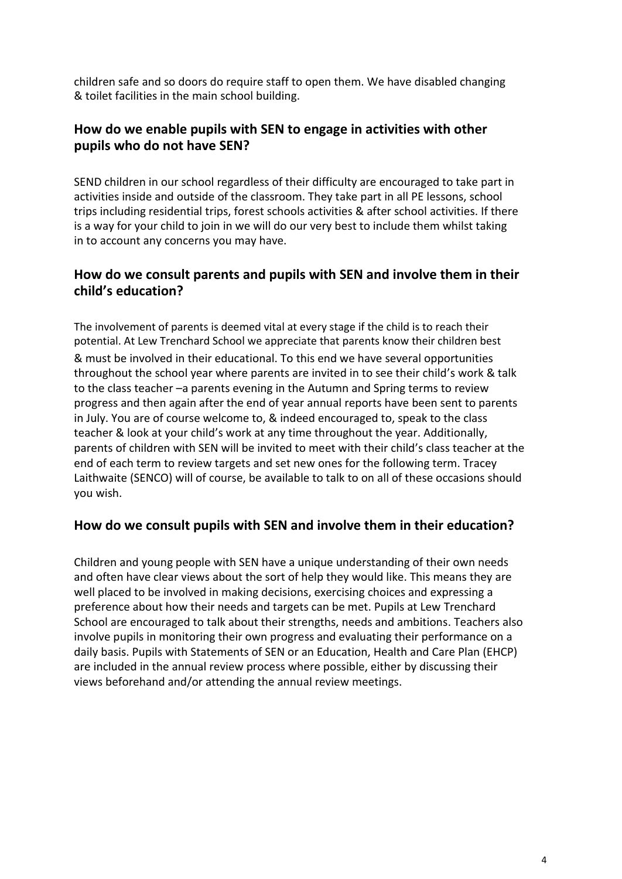children safe and so doors do require staff to open them. We have disabled changing & toilet facilities in the main school building.

## How do we enable pupils with SEN to engage in activities with other pupils who do not have SEN?

SEND children in our school regardless of their difficulty are encouraged to take part in activities inside and outside of the classroom. They take part in all PE lessons, school trips including residential trips, forest schools activities & after school activities. If there is a way for your child to join in we will do our very best to include them whilst taking in to account any concerns you may have.

## How do we consult parents and pupils with SEN and involve them in their child's education?

The involvement of parents is deemed vital at every stage if the child is to reach their potential. At Lew Trenchard School we appreciate that parents know their children best & must be involved in their educational. To this end we have several opportunities throughout the school year where parents are invited in to see their child's work & talk to the class teacher –a parents evening in the Autumn and Spring terms to review progress and then again after the end of year annual reports have been sent to parents in July. You are of course welcome to, & indeed encouraged to, speak to the class teacher & look at your child's work at any time throughout the year. Additionally, parents of children with SEN will be invited to meet with their child's class teacher at the end of each term to review targets and set new ones for the following term. Tracey Laithwaite (SENCO) will of course, be available to talk to on all of these occasions should you wish.

## How do we consult pupils with SEN and involve them in their education?

Children and young people with SEN have a unique understanding of their own needs and often have clear views about the sort of help they would like. This means they are well placed to be involved in making decisions, exercising choices and expressing a preference about how their needs and targets can be met. Pupils at Lew Trenchard School are encouraged to talk about their strengths, needs and ambitions. Teachers also involve pupils in monitoring their own progress and evaluating their performance on a daily basis. Pupils with Statements of SEN or an Education, Health and Care Plan (EHCP) are included in the annual review process where possible, either by discussing their views beforehand and/or attending the annual review meetings.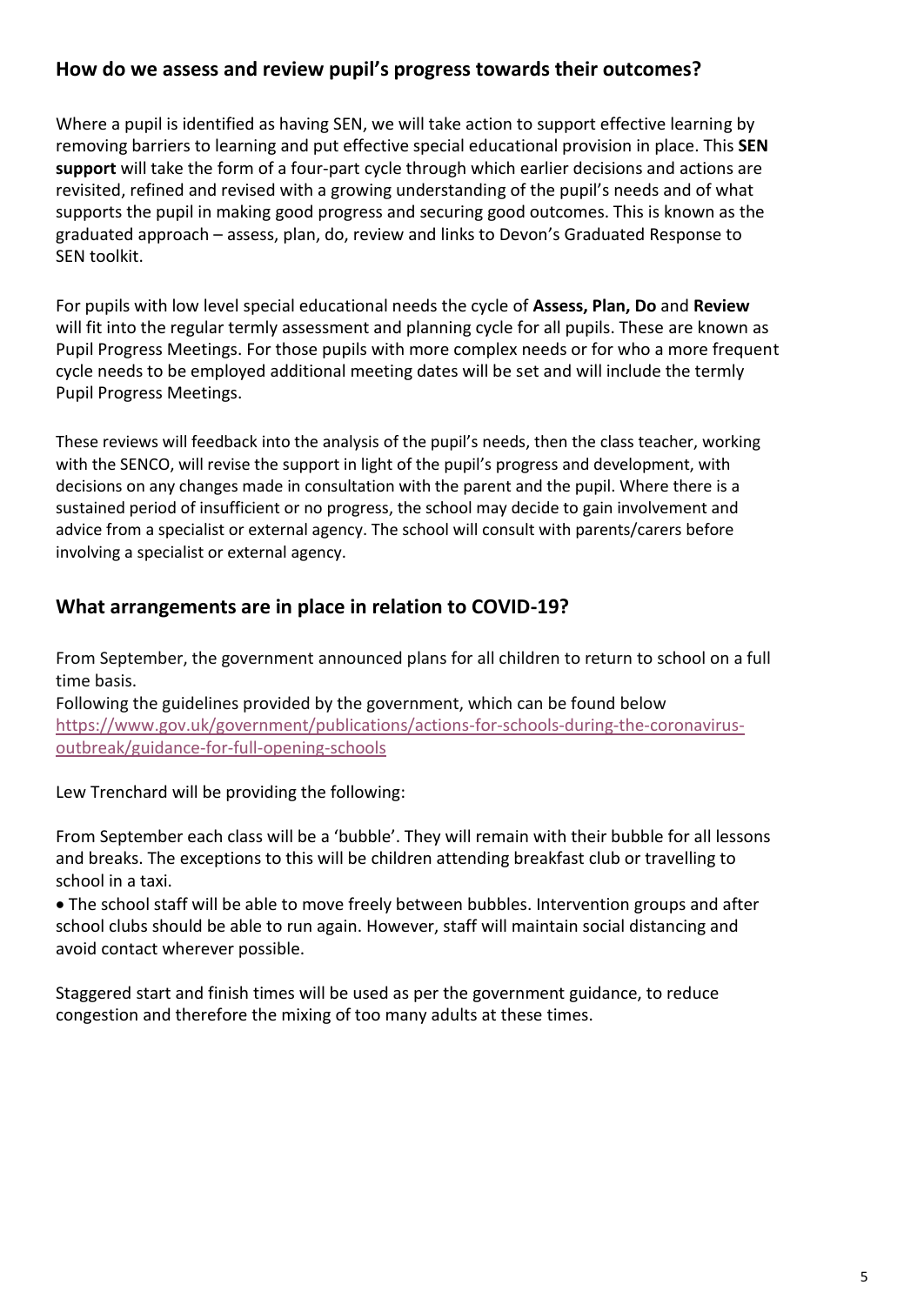## How do we assess and review pupil's progress towards their outcomes?

Where a pupil is identified as having SEN, we will take action to support effective learning by removing barriers to learning and put effective special educational provision in place. This **SEN support** will take the form of a four-part cycle through which earlier decisions and actions are revisited, refined and revised with a growing understanding of the pupil's needs and of what supports the pupil in making good progress and securing good outcomes. This is known as the graduated approach – assess, plan, do, review and links to Devon's Graduated Response to SEN toolkit.

For pupils with low level special educational needs the cycle of **Assess, Plan, Do** and **Review** will fit into the regular termly assessment and planning cycle for all pupils. These are known as Pupil Progress Meetings. For those pupils with more complex needs or for who a more frequent cycle needs to be employed additional meeting dates will be set and will include the termly Pupil Progress Meetings.

These reviews will feedback into the analysis of the pupil's needs, then the class teacher, working with the SENCO, will revise the support in light of the pupil's progress and development, with decisions on any changes made in consultation with the parent and the pupil. Where there is a sustained period of insufficient or no progress, the school may decide to gain involvement and advice from a specialist or external agency. The school will consult with parents/carers before involving a specialist or external agency.

## What arrangements are in place in relation to COVID-19?

From September, the government announced plans for all children to return to school on a full time basis.

Following the guidelines provided by the government, which can be found below [https://www.gov.uk/government/publications/actions-for-schools-during-the-coronavirus-outbreak/guidance-for-full-opening-schools](https://www.gov.uk/government/publications/actions-for-schools-during-the-coronavirus-outbreak/guidance-for-full-opening-schools)

Lew Trenchard will be providing the following:

From September each class will be a 'bubble'. They will remain with their bubble for all lessons and breaks. The exceptions to this will be children attending breakfast club or travelling to school in a taxi.

- The school staff will be able to move freely between bubbles. Intervention groups and after school clubs should be able to run again. However, staff will maintain social distancing and avoid contact wherever possible.

Staggered start and finish times will be used as per the government guidance, to reduce congestion and therefore the mixing of too many adults at these times.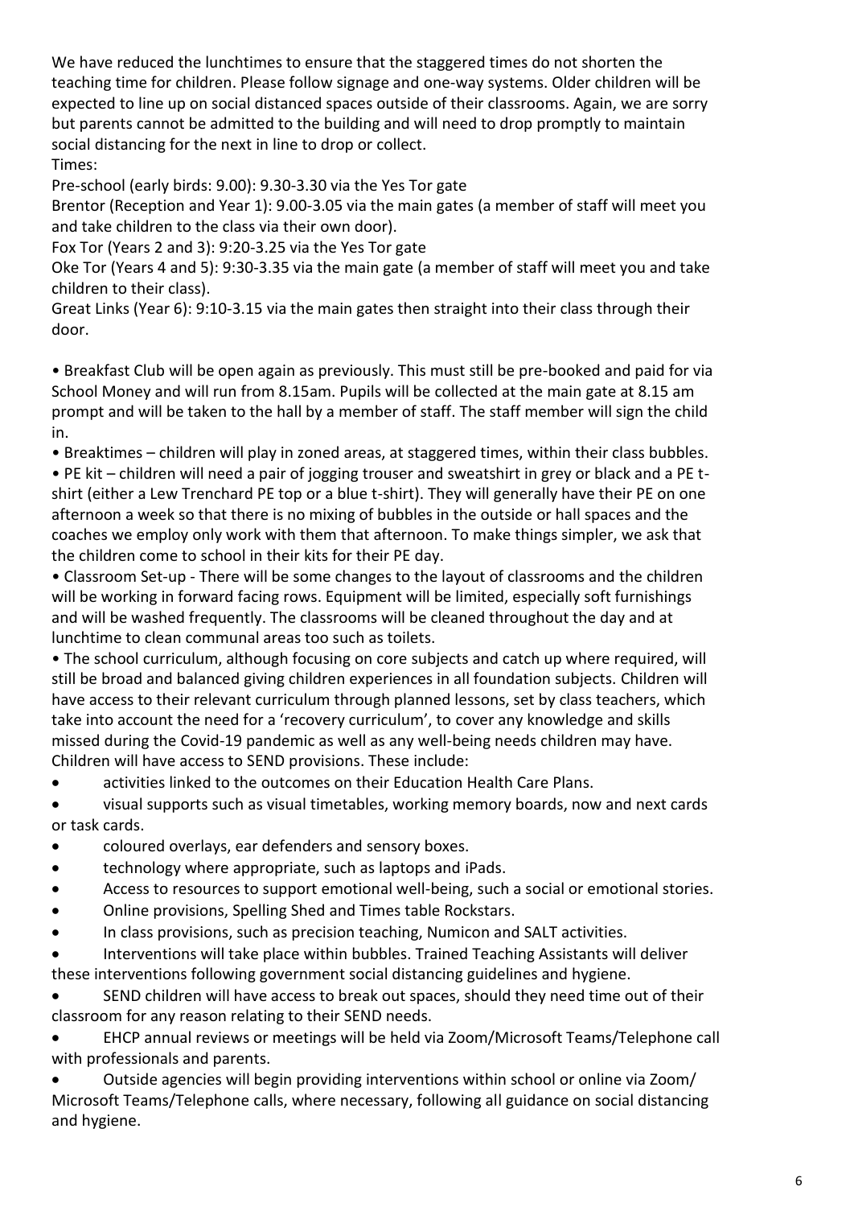We have reduced the lunchtimes to ensure that the staggered times do not shorten the teaching time for children. Please follow signage and one-way systems. Older children will be expected to line up on social distanced spaces outside of their classrooms. Again, we are sorry but parents cannot be admitted to the building and will need to drop promptly to maintain social distancing for the next in line to drop or collect.

Times:

Pre-school (early birds: 9.00): 9.30-3.30 via the Yes Tor gate

Brentor (Reception and Year 1): 9.00-3.05 via the main gates (a member of staff will meet you and take children to the class via their own door).

Fox Tor (Years 2 and 3): 9:20-3.25 via the Yes Tor gate

Oke Tor (Years 4 and 5): 9:30-3.35 via the main gate (a member of staff will meet you and take children to their class).

Great Links (Year 6): 9:10-3.15 via the main gates then straight into their class through their door.

- Breakfast Club will be open again as previously. This must still be pre-booked and paid for via School Money and will run from 8.15am. Pupils will be collected at the main gate at 8.15 am prompt and will be taken to the hall by a member of staff. The staff member will sign the child in.
- Breaktimes – children will play in zoned areas, at staggered times, within their class bubbles.
- PE kit – children will need a pair of jogging trouser and sweatshirt in grey or black and a PE t-shirt (either a Lew Trenchard PE top or a blue t-shirt). They will generally have their PE on one afternoon a week so that there is no mixing of bubbles in the outside or hall spaces and the coaches we employ only work with them that afternoon. To make things simpler, we ask that the children come to school in their kits for their PE day.
- Classroom Set-up - There will be some changes to the layout of classrooms and the children will be working in forward facing rows. Equipment will be limited, especially soft furnishings and will be washed frequently. The classrooms will be cleaned throughout the day and at lunchtime to clean communal areas too such as toilets.
- The school curriculum, although focusing on core subjects and catch up where required, will still be broad and balanced giving children experiences in all foundation subjects. Children will have access to their relevant curriculum through planned lessons, set by class teachers, which take into account the need for a 'recovery curriculum', to cover any knowledge and skills missed during the Covid-19 pandemic as well as any well-being needs children may have.

Children will have access to SEND provisions. These include:

- activities linked to the outcomes on their Education Health Care Plans.
- visual supports such as visual timetables, working memory boards, now and next cards or task cards.
- coloured overlays, ear defenders and sensory boxes.
- technology where appropriate, such as laptops and iPads.
- Access to resources to support emotional well-being, such a social or emotional stories.
- Online provisions, Spelling Shed and Times table Rockstars.
- In class provisions, such as precision teaching, Numicon and SALT activities.
- Interventions will take place within bubbles. Trained Teaching Assistants will deliver these interventions following government social distancing guidelines and hygiene.
- SEND children will have access to break out spaces, should they need time out of their classroom for any reason relating to their SEND needs.
- EHCP annual reviews or meetings will be held via Zoom/Microsoft Teams/Telephone call with professionals and parents.
- Outside agencies will begin providing interventions within school or online via Zoom/ Microsoft Teams/Telephone calls, where necessary, following all guidance on social distancing and hygiene.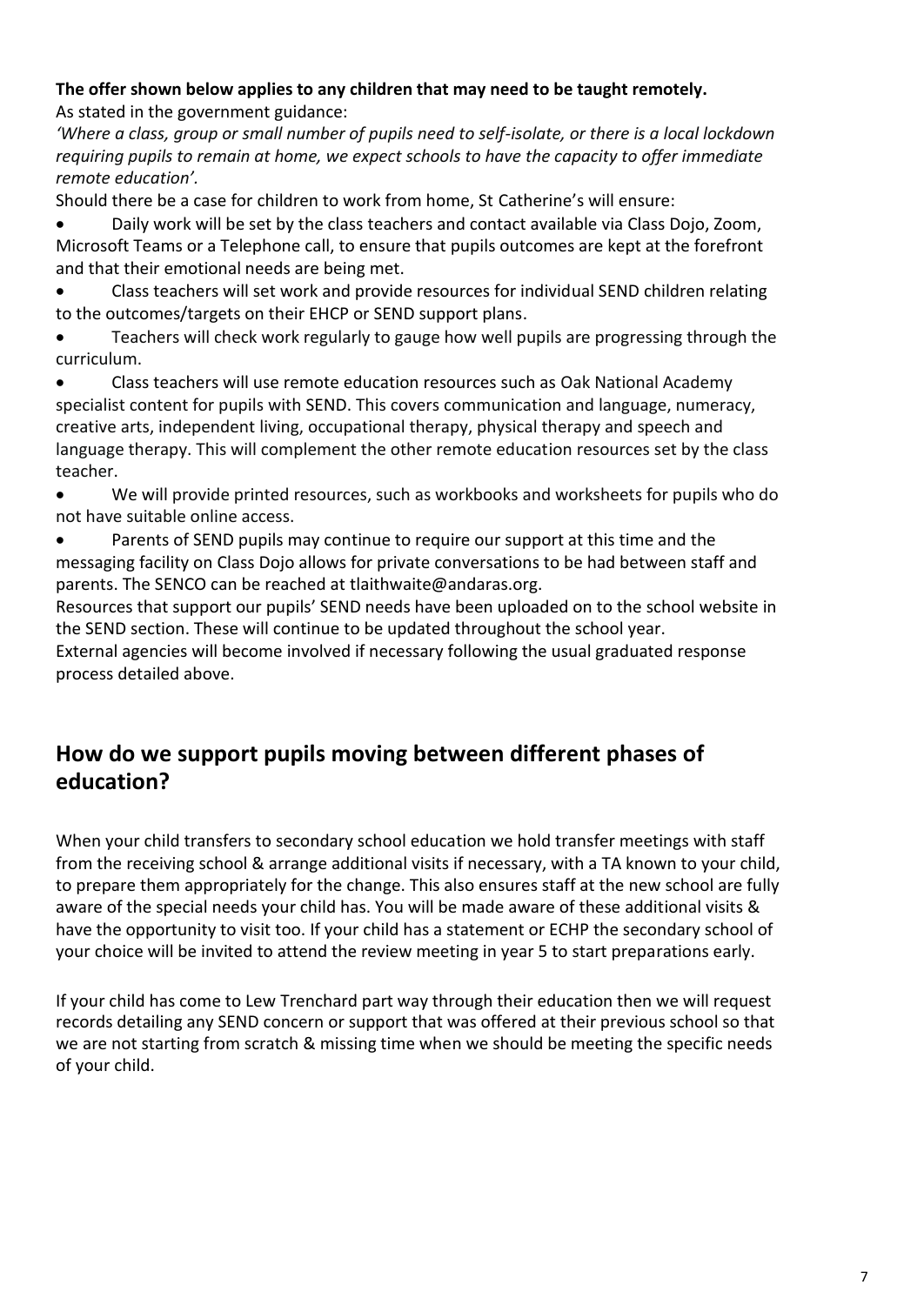**The offer shown below applies to any children that may need to be taught remotely.**

As stated in the government guidance:

*'Where a class, group or small number of pupils need to self-isolate, or there is a local lockdown requiring pupils to remain at home, we expect schools to have the capacity to offer immediate remote education'.*

Should there be a case for children to work from home, St Catherine's will ensure:

- Daily work will be set by the class teachers and contact available via Class Dojo, Zoom, Microsoft Teams or a Telephone call, to ensure that pupils outcomes are kept at the forefront and that their emotional needs are being met.
- Class teachers will set work and provide resources for individual SEND children relating to the outcomes/targets on their EHCP or SEND support plans.
- Teachers will check work regularly to gauge how well pupils are progressing through the curriculum.
- Class teachers will use remote education resources such as Oak National Academy specialist content for pupils with SEND. This covers communication and language, numeracy, creative arts, independent living, occupational therapy, physical therapy and speech and language therapy. This will complement the other remote education resources set by the class teacher.
- We will provide printed resources, such as workbooks and worksheets for pupils who do not have suitable online access.
- Parents of SEND pupils may continue to require our support at this time and the messaging facility on Class Dojo allows for private conversations to be had between staff and parents. The SENCO can be reached at tlaithwaite@andaras.org.

Resources that support our pupils' SEND needs have been uploaded on to the school website in the SEND section. These will continue to be updated throughout the school year.

External agencies will become involved if necessary following the usual graduated response process detailed above.

## How do we support pupils moving between different phases of education?

When your child transfers to secondary school education we hold transfer meetings with staff from the receiving school & arrange additional visits if necessary, with a TA known to your child, to prepare them appropriately for the change. This also ensures staff at the new school are fully aware of the special needs your child has. You will be made aware of these additional visits & have the opportunity to visit too. If your child has a statement or ECHP the secondary school of your choice will be invited to attend the review meeting in year 5 to start preparations early.

If your child has come to Lew Trenchard part way through their education then we will request records detailing any SEND concern or support that was offered at their previous school so that we are not starting from scratch & missing time when we should be meeting the specific needs of your child.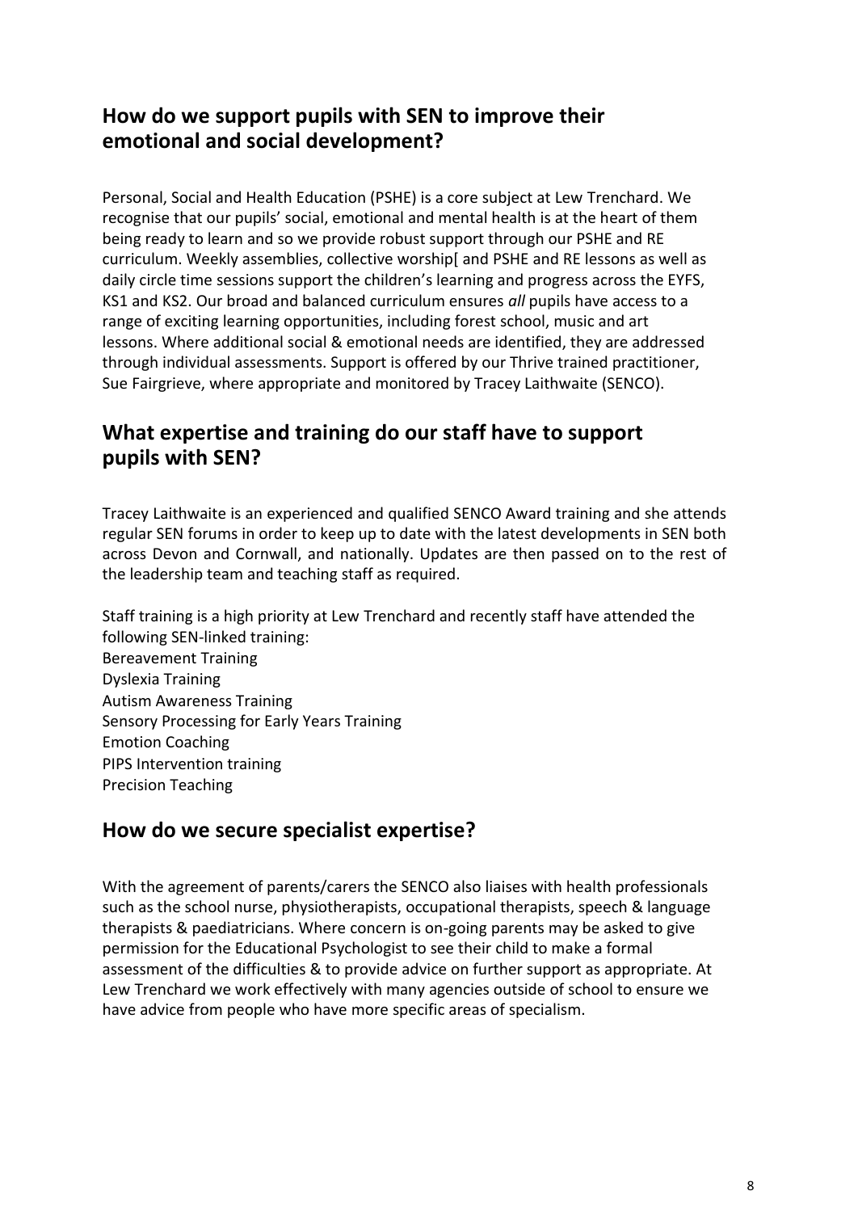## How do we support pupils with SEN to improve their emotional and social development?

Personal, Social and Health Education (PSHE) is a core subject at Lew Trenchard. We recognise that our pupils' social, emotional and mental health is at the heart of them being ready to learn and so we provide robust support through our PSHE and RE curriculum. Weekly assemblies, collective worship[ and PSHE and RE lessons as well as daily circle time sessions support the children's learning and progress across the EYFS, KS1 and KS2. Our broad and balanced curriculum ensures *all* pupils have access to a range of exciting learning opportunities, including forest school, music and art lessons. Where additional social & emotional needs are identified, they are addressed through individual assessments. Support is offered by our Thrive trained practitioner, Sue Fairgrieve, where appropriate and monitored by Tracey Laithwaite (SENCO).

## What expertise and training do our staff have to support pupils with SEN?

Tracey Laithwaite is an experienced and qualified SENCO Award training and she attends regular SEN forums in order to keep up to date with the latest developments in SEN both across Devon and Cornwall, and nationally. Updates are then passed on to the rest of the leadership team and teaching staff as required.

Staff training is a high priority at Lew Trenchard and recently staff have attended the following SEN-linked training:
Bereavement Training
Dyslexia Training
Autism Awareness Training
Sensory Processing for Early Years Training
Emotion Coaching
PIPS Intervention training
Precision Teaching

## How do we secure specialist expertise?

With the agreement of parents/carers the SENCO also liaises with health professionals such as the school nurse, physiotherapists, occupational therapists, speech & language therapists & paediatricians. Where concern is on-going parents may be asked to give permission for the Educational Psychologist to see their child to make a formal assessment of the difficulties & to provide advice on further support as appropriate. At Lew Trenchard we work effectively with many agencies outside of school to ensure we have advice from people who have more specific areas of specialism.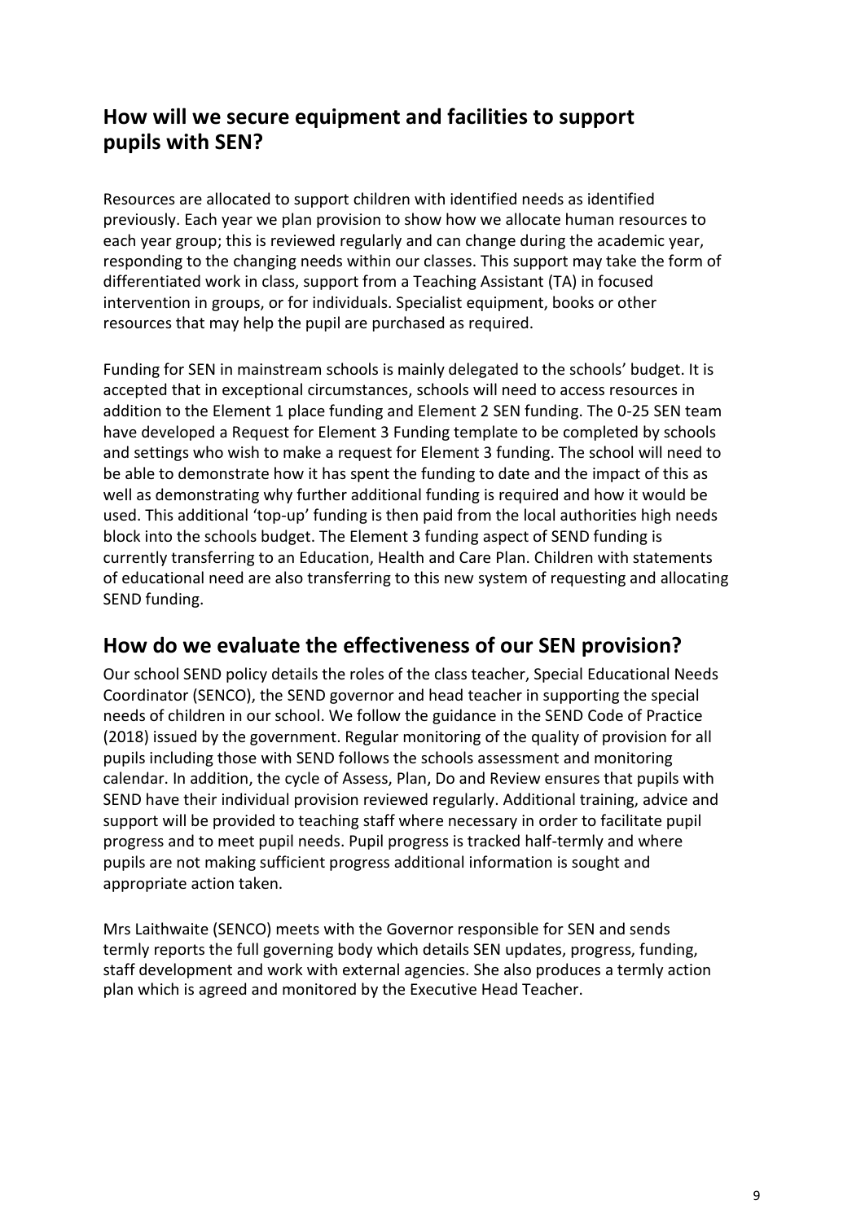## How will we secure equipment and facilities to support pupils with SEN?

Resources are allocated to support children with identified needs as identified previously. Each year we plan provision to show how we allocate human resources to each year group; this is reviewed regularly and can change during the academic year, responding to the changing needs within our classes. This support may take the form of differentiated work in class, support from a Teaching Assistant (TA) in focused intervention in groups, or for individuals. Specialist equipment, books or other resources that may help the pupil are purchased as required.

Funding for SEN in mainstream schools is mainly delegated to the schools' budget. It is accepted that in exceptional circumstances, schools will need to access resources in addition to the Element 1 place funding and Element 2 SEN funding. The 0-25 SEN team have developed a Request for Element 3 Funding template to be completed by schools and settings who wish to make a request for Element 3 funding. The school will need to be able to demonstrate how it has spent the funding to date and the impact of this as well as demonstrating why further additional funding is required and how it would be used. This additional 'top-up' funding is then paid from the local authorities high needs block into the schools budget. The Element 3 funding aspect of SEND funding is currently transferring to an Education, Health and Care Plan. Children with statements of educational need are also transferring to this new system of requesting and allocating SEND funding.

## How do we evaluate the effectiveness of our SEN provision?

Our school SEND policy details the roles of the class teacher, Special Educational Needs Coordinator (SENCO), the SEND governor and head teacher in supporting the special needs of children in our school. We follow the guidance in the SEND Code of Practice (2018) issued by the government. Regular monitoring of the quality of provision for all pupils including those with SEND follows the schools assessment and monitoring calendar. In addition, the cycle of Assess, Plan, Do and Review ensures that pupils with SEND have their individual provision reviewed regularly. Additional training, advice and support will be provided to teaching staff where necessary in order to facilitate pupil progress and to meet pupil needs. Pupil progress is tracked half-termly and where pupils are not making sufficient progress additional information is sought and appropriate action taken.

Mrs Laithwaite (SENCO) meets with the Governor responsible for SEN and sends termly reports the full governing body which details SEN updates, progress, funding, staff development and work with external agencies. She also produces a termly action plan which is agreed and monitored by the Executive Head Teacher.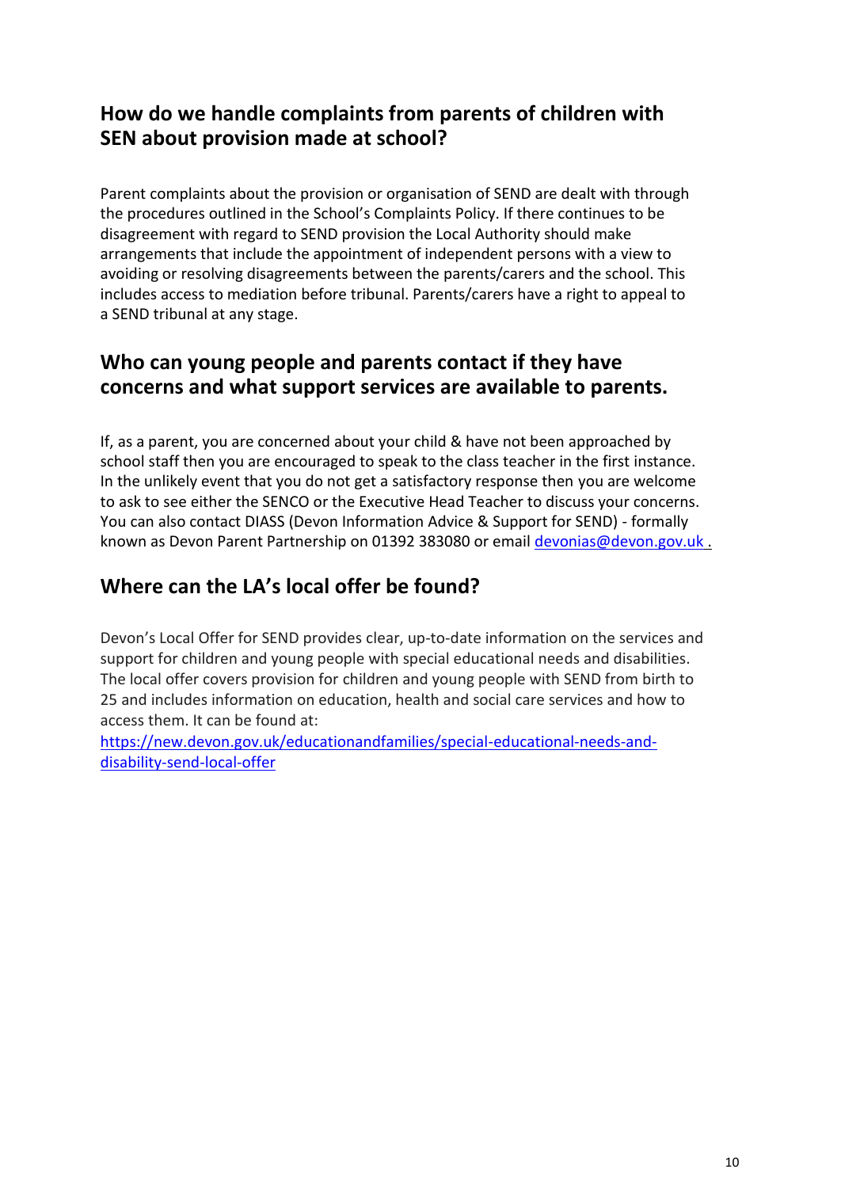## How do we handle complaints from parents of children with SEN about provision made at school?

Parent complaints about the provision or organisation of SEND are dealt with through the procedures outlined in the School's Complaints Policy. If there continues to be disagreement with regard to SEND provision the Local Authority should make arrangements that include the appointment of independent persons with a view to avoiding or resolving disagreements between the parents/carers and the school. This includes access to mediation before tribunal. Parents/carers have a right to appeal to a SEND tribunal at any stage.

## Who can young people and parents contact if they have concerns and what support services are available to parents.

If, as a parent, you are concerned about your child & have not been approached by school staff then you are encouraged to speak to the class teacher in the first instance. In the unlikely event that you do not get a satisfactory response then you are welcome to ask to see either the SENCO or the Executive Head Teacher to discuss your concerns. You can also contact DIASS (Devon Information Advice & Support for SEND) - formally known as Devon Parent Partnership on 01392 383080 or email [devonias@devon.gov.uk .](mailto:devonias@devon.gov.uk)

## Where can the LA's local offer be found?

Devon's Local Offer for SEND provides clear, up-to-date information on the services and support for children and young people with special educational needs and disabilities. The local offer covers provision for children and young people with SEND from birth to 25 and includes information on education, health and social care services and how to access them. It can be found at:
[https://new.devon.gov.uk/educationandfamilies/special-educational-needs-and-disability-send-local-offer](https://new.devon.gov.uk/educationandfamilies/special-educational-needs-and-disability-send-local-offer)